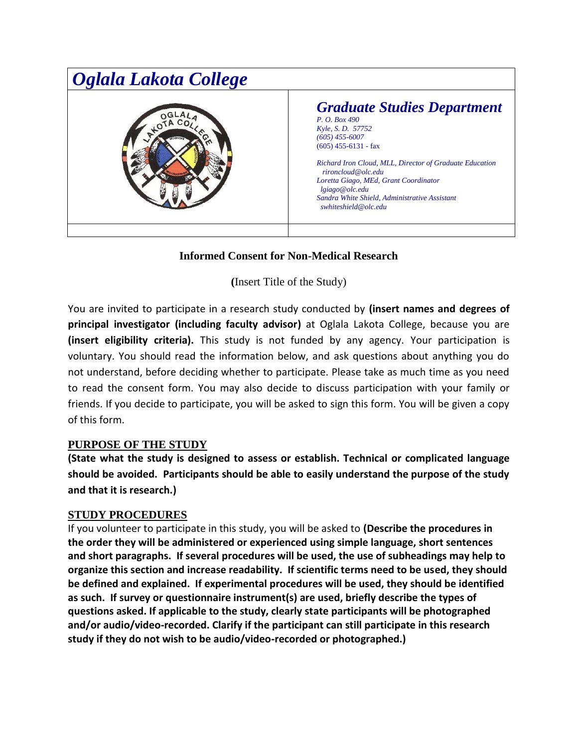# *Oglala Lakota College*

## *Graduate Studies Department*

*P. O. Box 490*
*Kyle, S. D. 57752*
*(605) 455-6007*
(605) 455-6131 - fax

*Richard Iron Cloud, MLL, Director of Graduate Education*
*rironcloud@olc.edu*
*Loretta Giago, MEd, Grant Coordinator*
*lgiago@olc.edu*
*Sandra White Shield, Administrative Assistant*
*swhiteshield@olc.edu*

**Informed Consent for Non-Medical Research**

**(**Insert Title of the Study)

You are invited to participate in a research study conducted by **(insert names and degrees of principal investigator (including faculty advisor)** at Oglala Lakota College, because you are **(insert eligibility criteria).** This study is not funded by any agency. Your participation is voluntary. You should read the information below, and ask questions about anything you do not understand, before deciding whether to participate. Please take as much time as you need to read the consent form. You may also decide to discuss participation with your family or friends. If you decide to participate, you will be asked to sign this form. You will be given a copy of this form.

## PURPOSE OF THE STUDY

**(State what the study is designed to assess or establish. Technical or complicated language should be avoided. Participants should be able to easily understand the purpose of the study and that it is research.)**

## STUDY PROCEDURES

If you volunteer to participate in this study, you will be asked to **(Describe the procedures in the order they will be administered or experienced using simple language, short sentences and short paragraphs. If several procedures will be used, the use of subheadings may help to organize this section and increase readability. If scientific terms need to be used, they should be defined and explained. If experimental procedures will be used, they should be identified as such. If survey or questionnaire instrument(s) are used, briefly describe the types of questions asked. If applicable to the study, clearly state participants will be photographed and/or audio/video-recorded. Clarify if the participant can still participate in this research study if they do not wish to be audio/video-recorded or photographed.)**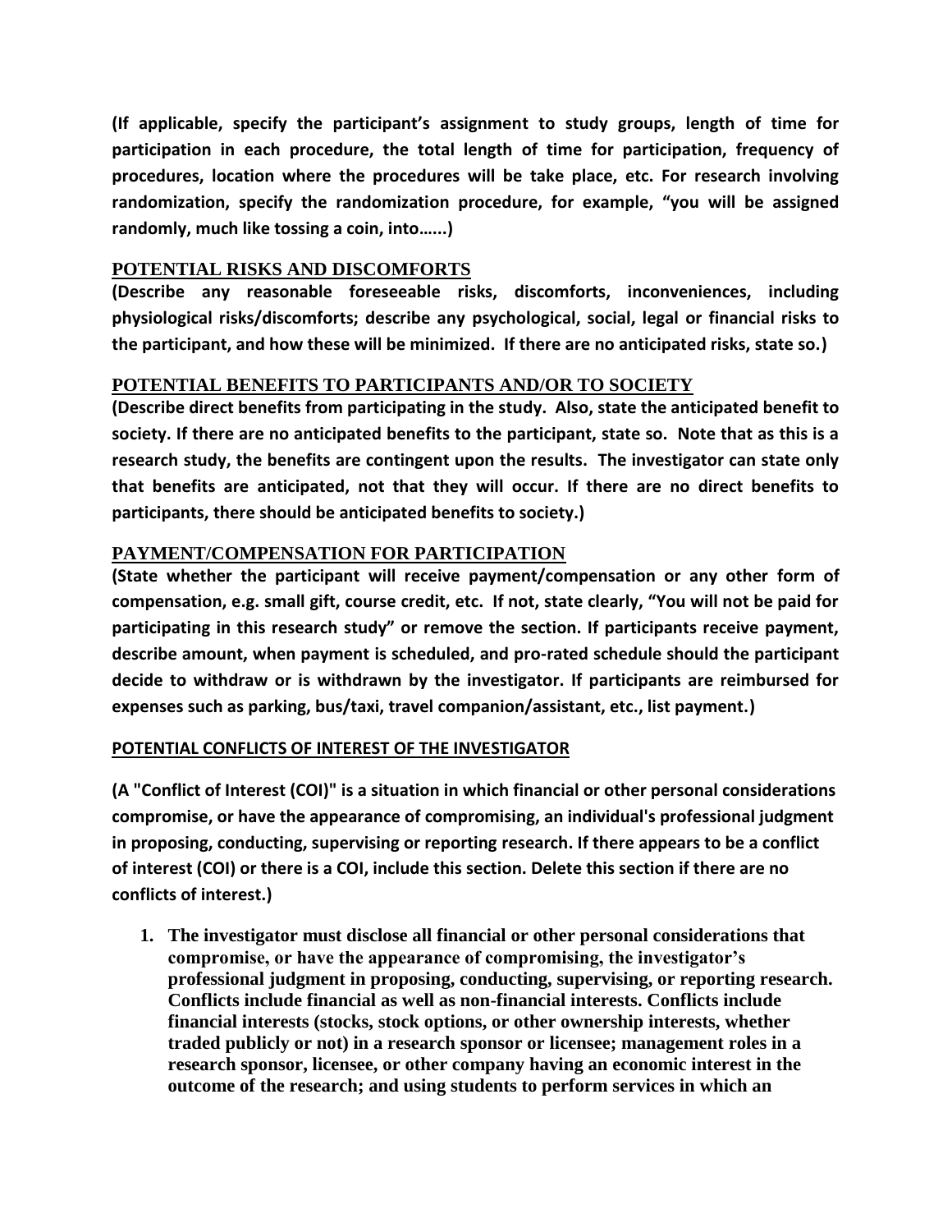**(If applicable, specify the participant's assignment to study groups, length of time for participation in each procedure, the total length of time for participation, frequency of procedures, location where the procedures will be take place, etc. For research involving randomization, specify the randomization procedure, for example, "you will be assigned randomly, much like tossing a coin, into…...)**

## POTENTIAL RISKS AND DISCOMFORTS

**(Describe any reasonable foreseeable risks, discomforts, inconveniences, including physiological risks/discomforts; describe any psychological, social, legal or financial risks to the participant, and how these will be minimized. If there are no anticipated risks, state so.)**

## POTENTIAL BENEFITS TO PARTICIPANTS AND/OR TO SOCIETY

**(Describe direct benefits from participating in the study. Also, state the anticipated benefit to society. If there are no anticipated benefits to the participant, state so. Note that as this is a research study, the benefits are contingent upon the results. The investigator can state only that benefits are anticipated, not that they will occur. If there are no direct benefits to participants, there should be anticipated benefits to society.)**

## PAYMENT/COMPENSATION FOR PARTICIPATION

**(State whether the participant will receive payment/compensation or any other form of compensation, e.g. small gift, course credit, etc. If not, state clearly, "You will not be paid for participating in this research study" or remove the section. If participants receive payment, describe amount, when payment is scheduled, and pro-rated schedule should the participant decide to withdraw or is withdrawn by the investigator. If participants are reimbursed for expenses such as parking, bus/taxi, travel companion/assistant, etc., list payment.)**

## POTENTIAL CONFLICTS OF INTEREST OF THE INVESTIGATOR

**(A "Conflict of Interest (COI)" is a situation in which financial or other personal considerations compromise, or have the appearance of compromising, an individual's professional judgment in proposing, conducting, supervising or reporting research. If there appears to be a conflict of interest (COI) or there is a COI, include this section. Delete this section if there are no conflicts of interest.)**

1. **The investigator must disclose all financial or other personal considerations that compromise, or have the appearance of compromising, the investigator's professional judgment in proposing, conducting, supervising, or reporting research. Conflicts include financial as well as non-financial interests. Conflicts include financial interests (stocks, stock options, or other ownership interests, whether traded publicly or not) in a research sponsor or licensee; management roles in a research sponsor, licensee, or other company having an economic interest in the outcome of the research; and using students to perform services in which an**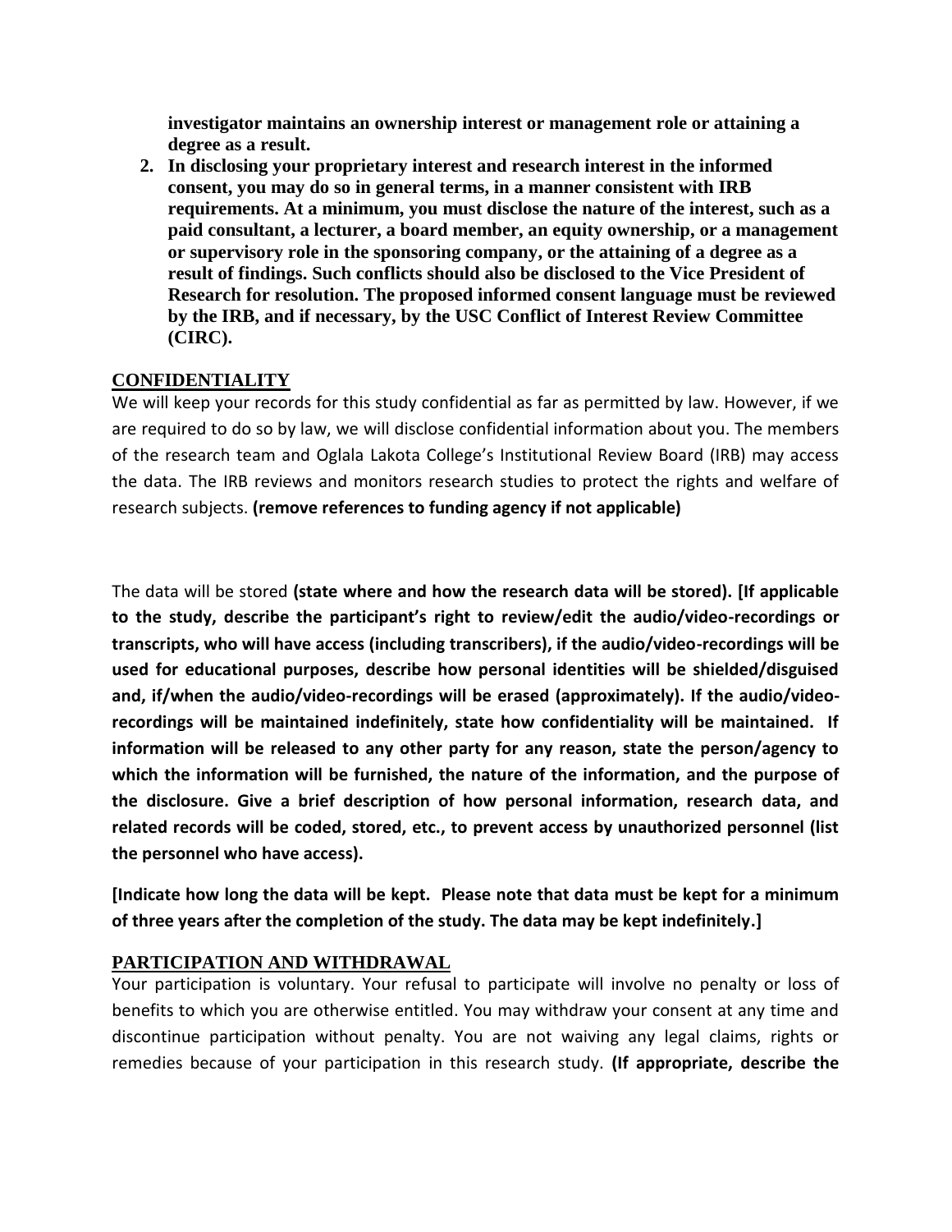**investigator maintains an ownership interest or management role or attaining a degree as a result.**

2. **In disclosing your proprietary interest and research interest in the informed consent, you may do so in general terms, in a manner consistent with IRB requirements. At a minimum, you must disclose the nature of the interest, such as a paid consultant, a lecturer, a board member, an equity ownership, or a management or supervisory role in the sponsoring company, or the attaining of a degree as a result of findings. Such conflicts should also be disclosed to the Vice President of Research for resolution. The proposed informed consent language must be reviewed by the IRB, and if necessary, by the USC Conflict of Interest Review Committee (CIRC).**

## CONFIDENTIALITY

We will keep your records for this study confidential as far as permitted by law. However, if we are required to do so by law, we will disclose confidential information about you. The members of the research team and Oglala Lakota College's Institutional Review Board (IRB) may access the data. The IRB reviews and monitors research studies to protect the rights and welfare of research subjects. **(remove references to funding agency if not applicable)**

The data will be stored **(state where and how the research data will be stored). [If applicable to the study, describe the participant's right to review/edit the audio/video-recordings or transcripts, who will have access (including transcribers), if the audio/video-recordings will be used for educational purposes, describe how personal identities will be shielded/disguised and, if/when the audio/video-recordings will be erased (approximately). If the audio/video-recordings will be maintained indefinitely, state how confidentiality will be maintained. If information will be released to any other party for any reason, state the person/agency to which the information will be furnished, the nature of the information, and the purpose of the disclosure. Give a brief description of how personal information, research data, and related records will be coded, stored, etc., to prevent access by unauthorized personnel (list the personnel who have access).**

**[Indicate how long the data will be kept. Please note that data must be kept for a minimum of three years after the completion of the study. The data may be kept indefinitely.]**

## PARTICIPATION AND WITHDRAWAL

Your participation is voluntary. Your refusal to participate will involve no penalty or loss of benefits to which you are otherwise entitled. You may withdraw your consent at any time and discontinue participation without penalty. You are not waiving any legal claims, rights or remedies because of your participation in this research study. **(If appropriate, describe the**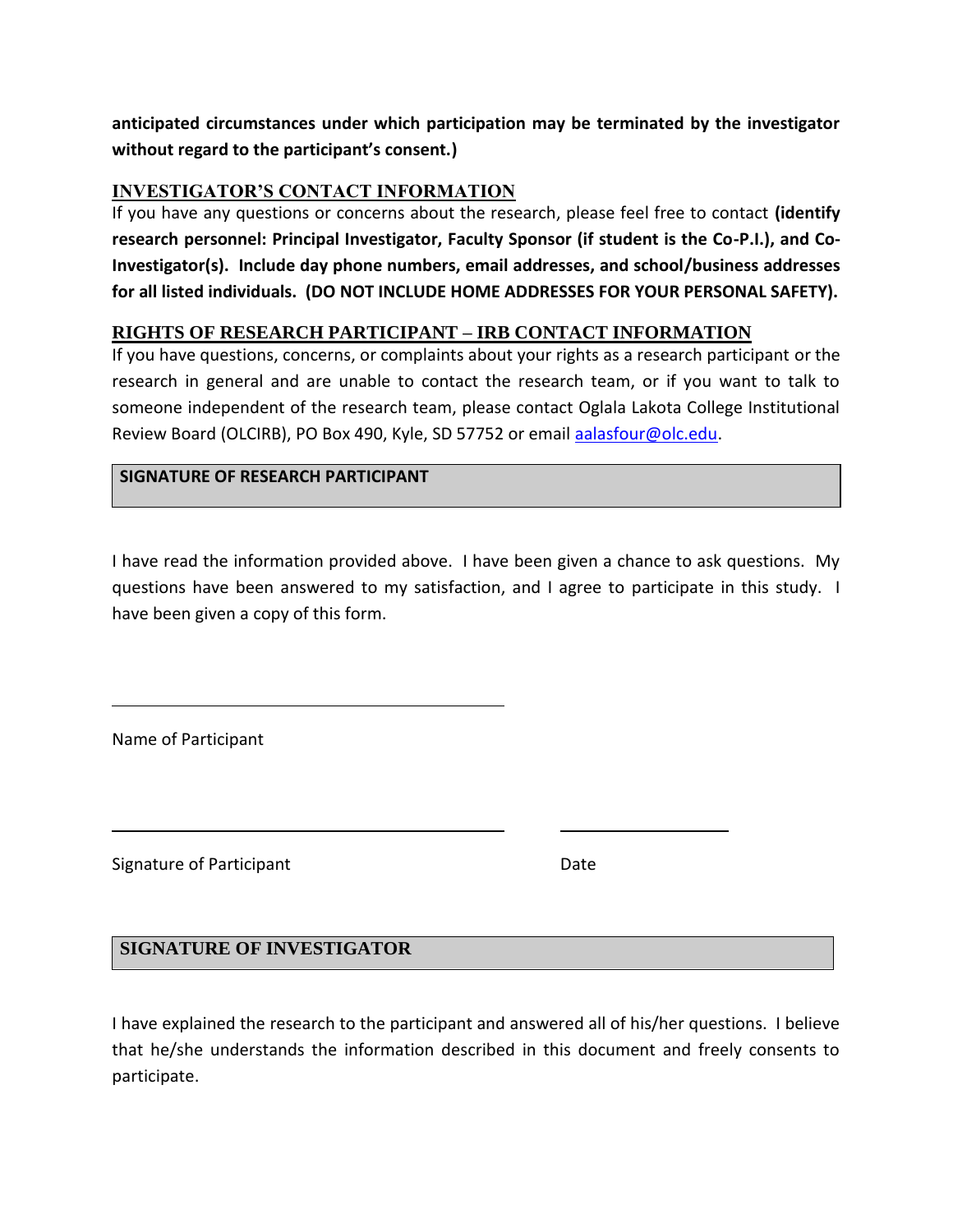**anticipated circumstances under which participation may be terminated by the investigator without regard to the participant's consent.)**

## INVESTIGATOR'S CONTACT INFORMATION

If you have any questions or concerns about the research, please feel free to contact **(identify research personnel: Principal Investigator, Faculty Sponsor (if student is the Co-P.I.), and Co-Investigator(s). Include day phone numbers, email addresses, and school/business addresses for all listed individuals. (DO NOT INCLUDE HOME ADDRESSES FOR YOUR PERSONAL SAFETY).**

## RIGHTS OF RESEARCH PARTICIPANT – IRB CONTACT INFORMATION

If you have questions, concerns, or complaints about your rights as a research participant or the research in general and are unable to contact the research team, or if you want to talk to someone independent of the research team, please contact Oglala Lakota College Institutional Review Board (OLCIRB), PO Box 490, Kyle, SD 57752 or email aalasfour@olc.edu.

## SIGNATURE OF RESEARCH PARTICIPANT

I have read the information provided above. I have been given a chance to ask questions. My questions have been answered to my satisfaction, and I agree to participate in this study. I have been given a copy of this form.

\_\_\_\_\_\_\_\_\_\_\_\_\_\_\_\_\_\_\_\_\_\_\_\_\_\_\_\_\_\_\_\_\_\_\_\_\_\_\_\_

Name of Participant

\_\_\_\_\_\_\_\_\_\_\_\_\_\_\_\_\_\_\_\_\_\_\_\_\_\_\_\_\_\_\_\_\_\_\_\_\_\_\_\_ \_\_\_\_\_\_\_\_\_\_\_\_\_\_\_\_\_\_

Signature of Participant Date

## SIGNATURE OF INVESTIGATOR

I have explained the research to the participant and answered all of his/her questions. I believe that he/she understands the information described in this document and freely consents to participate.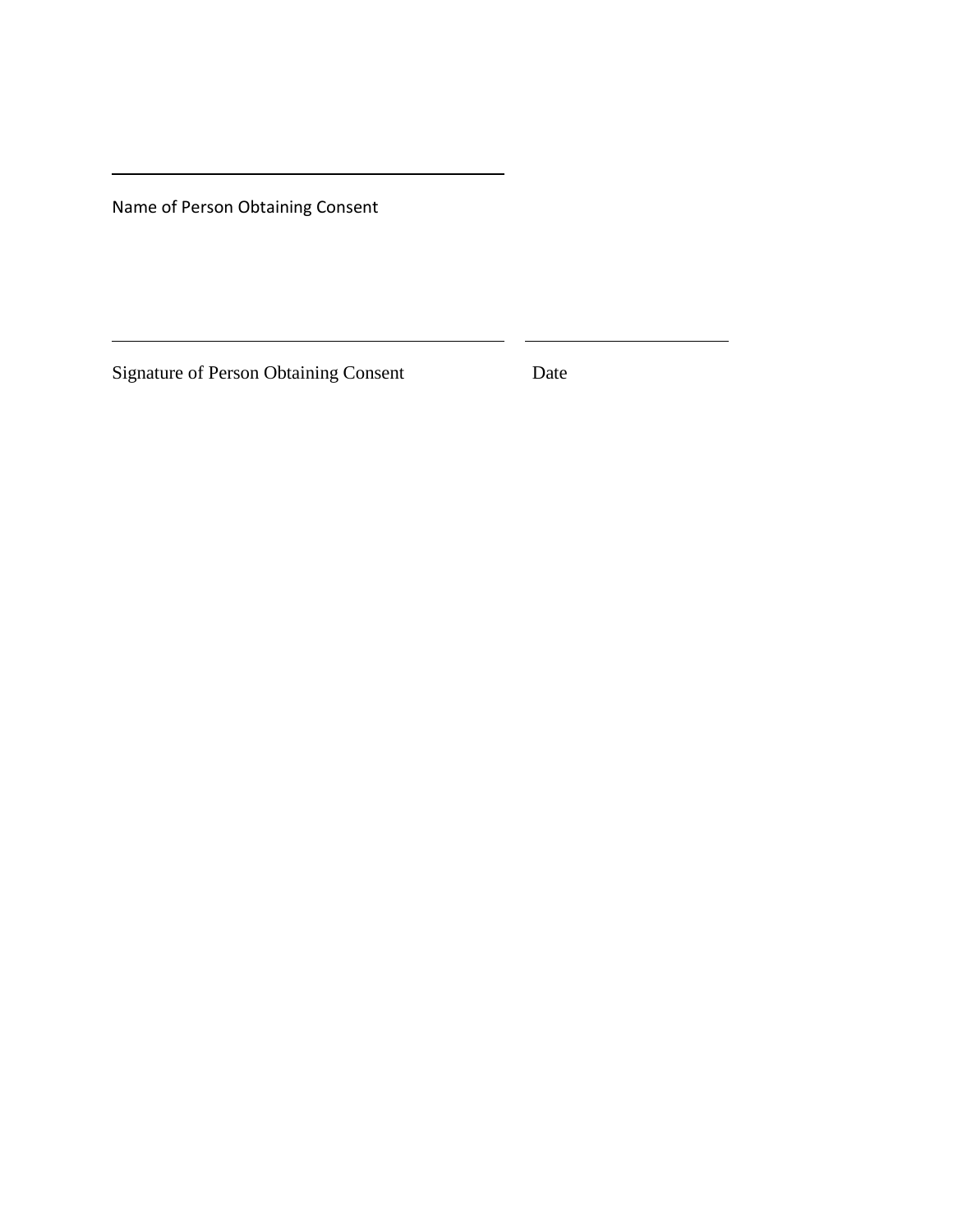\_\_\_\_\_\_\_\_\_\_\_\_\_\_\_\_\_\_\_\_\_\_\_\_\_\_\_\_\_\_\_\_\_\_\_\_\_\_\_\_

Name of Person Obtaining Consent

\_\_\_\_\_\_\_\_\_\_\_\_\_\_\_\_\_\_\_\_\_\_\_\_\_\_\_\_\_\_\_\_\_\_\_\_\_\_\_\_ \_\_\_\_\_\_\_\_\_\_\_\_\_\_\_\_\_\_\_\_

Signature of Person Obtaining Consent Date